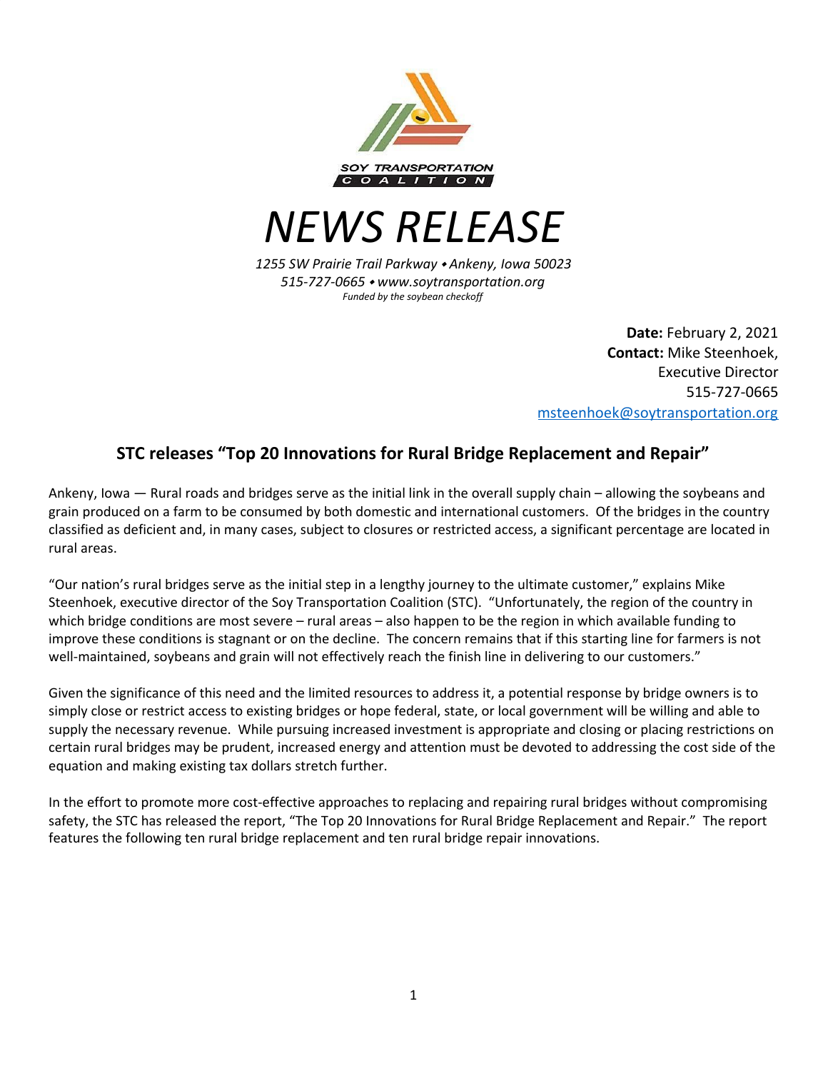SOY TRANSPORTATION COALITION

# NEWS RELEASE

*1255 SW Prairie Trail Parkway ⬩ Ankeny, Iowa 50023*
*515-727-0665 ⬩ www.soytransportation.org*
*Funded by the soybean checkoff*

**Date:** February 2, 2021
**Contact:** Mike Steenhoek, Executive Director
515-727-0665
msteenhoek@soytransportation.org

## STC releases "Top 20 Innovations for Rural Bridge Replacement and Repair"

Ankeny, Iowa — Rural roads and bridges serve as the initial link in the overall supply chain – allowing the soybeans and grain produced on a farm to be consumed by both domestic and international customers. Of the bridges in the country classified as deficient and, in many cases, subject to closures or restricted access, a significant percentage are located in rural areas.

"Our nation's rural bridges serve as the initial step in a lengthy journey to the ultimate customer," explains Mike Steenhoek, executive director of the Soy Transportation Coalition (STC). "Unfortunately, the region of the country in which bridge conditions are most severe – rural areas – also happen to be the region in which available funding to improve these conditions is stagnant or on the decline. The concern remains that if this starting line for farmers is not well-maintained, soybeans and grain will not effectively reach the finish line in delivering to our customers."

Given the significance of this need and the limited resources to address it, a potential response by bridge owners is to simply close or restrict access to existing bridges or hope federal, state, or local government will be willing and able to supply the necessary revenue. While pursuing increased investment is appropriate and closing or placing restrictions on certain rural bridges may be prudent, increased energy and attention must be devoted to addressing the cost side of the equation and making existing tax dollars stretch further.

In the effort to promote more cost-effective approaches to replacing and repairing rural bridges without compromising safety, the STC has released the report, "The Top 20 Innovations for Rural Bridge Replacement and Repair." The report features the following ten rural bridge replacement and ten rural bridge repair innovations.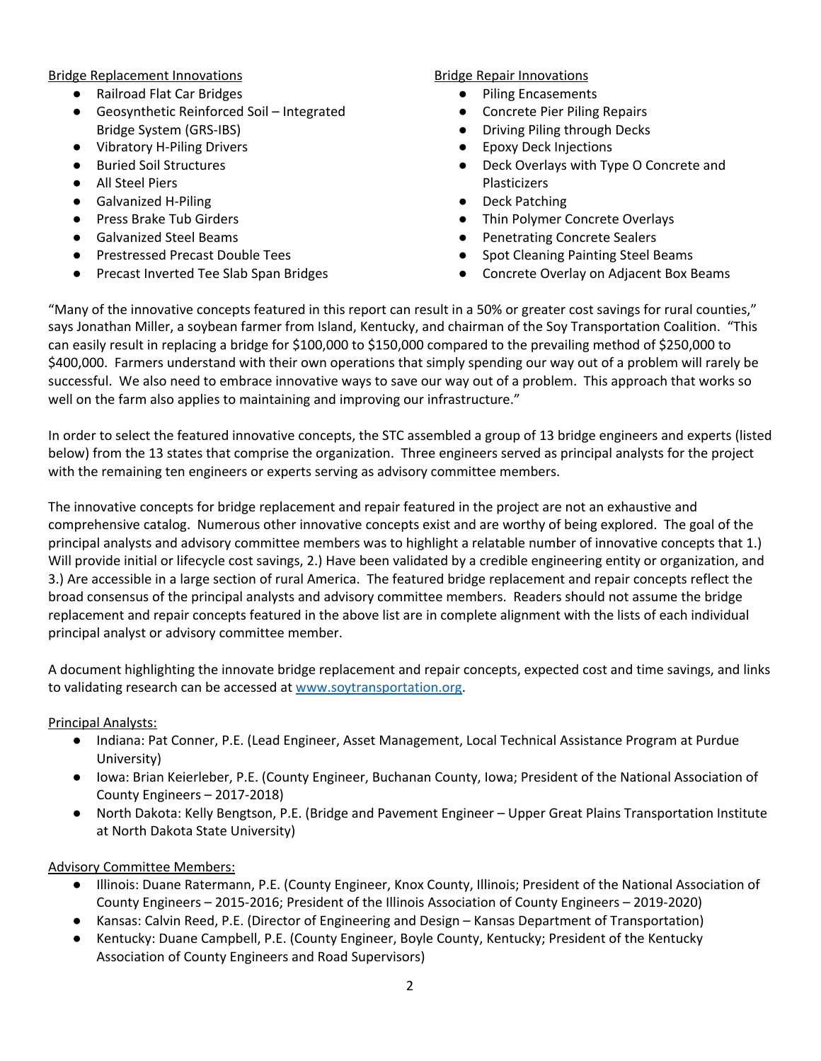Bridge Replacement Innovations

- Railroad Flat Car Bridges
- Geosynthetic Reinforced Soil – Integrated Bridge System (GRS-IBS)
- Vibratory H-Piling Drivers
- Buried Soil Structures
- All Steel Piers
- Galvanized H-Piling
- Press Brake Tub Girders
- Galvanized Steel Beams
- Prestressed Precast Double Tees
- Precast Inverted Tee Slab Span Bridges

Bridge Repair Innovations

- Piling Encasements
- Concrete Pier Piling Repairs
- Driving Piling through Decks
- Epoxy Deck Injections
- Deck Overlays with Type O Concrete and Plasticizers
- Deck Patching
- Thin Polymer Concrete Overlays
- Penetrating Concrete Sealers
- Spot Cleaning Painting Steel Beams
- Concrete Overlay on Adjacent Box Beams

"Many of the innovative concepts featured in this report can result in a 50% or greater cost savings for rural counties," says Jonathan Miller, a soybean farmer from Island, Kentucky, and chairman of the Soy Transportation Coalition. "This can easily result in replacing a bridge for $100,000 to $150,000 compared to the prevailing method of $250,000 to $400,000. Farmers understand with their own operations that simply spending our way out of a problem will rarely be successful. We also need to embrace innovative ways to save our way out of a problem. This approach that works so well on the farm also applies to maintaining and improving our infrastructure."

In order to select the featured innovative concepts, the STC assembled a group of 13 bridge engineers and experts (listed below) from the 13 states that comprise the organization. Three engineers served as principal analysts for the project with the remaining ten engineers or experts serving as advisory committee members.

The innovative concepts for bridge replacement and repair featured in the project are not an exhaustive and comprehensive catalog. Numerous other innovative concepts exist and are worthy of being explored. The goal of the principal analysts and advisory committee members was to highlight a relatable number of innovative concepts that 1.) Will provide initial or lifecycle cost savings, 2.) Have been validated by a credible engineering entity or organization, and 3.) Are accessible in a large section of rural America. The featured bridge replacement and repair concepts reflect the broad consensus of the principal analysts and advisory committee members. Readers should not assume the bridge replacement and repair concepts featured in the above list are in complete alignment with the lists of each individual principal analyst or advisory committee member.

A document highlighting the innovate bridge replacement and repair concepts, expected cost and time savings, and links to validating research can be accessed at [www.soytransportation.org](http://www.soytransportation.org).

Principal Analysts:

- Indiana: Pat Conner, P.E. (Lead Engineer, Asset Management, Local Technical Assistance Program at Purdue University)
- Iowa: Brian Keierleber, P.E. (County Engineer, Buchanan County, Iowa; President of the National Association of County Engineers – 2017-2018)
- North Dakota: Kelly Bengtson, P.E. (Bridge and Pavement Engineer – Upper Great Plains Transportation Institute at North Dakota State University)

Advisory Committee Members:

- Illinois: Duane Ratermann, P.E. (County Engineer, Knox County, Illinois; President of the National Association of County Engineers – 2015-2016; President of the Illinois Association of County Engineers – 2019-2020)
- Kansas: Calvin Reed, P.E. (Director of Engineering and Design – Kansas Department of Transportation)
- Kentucky: Duane Campbell, P.E. (County Engineer, Boyle County, Kentucky; President of the Kentucky Association of County Engineers and Road Supervisors)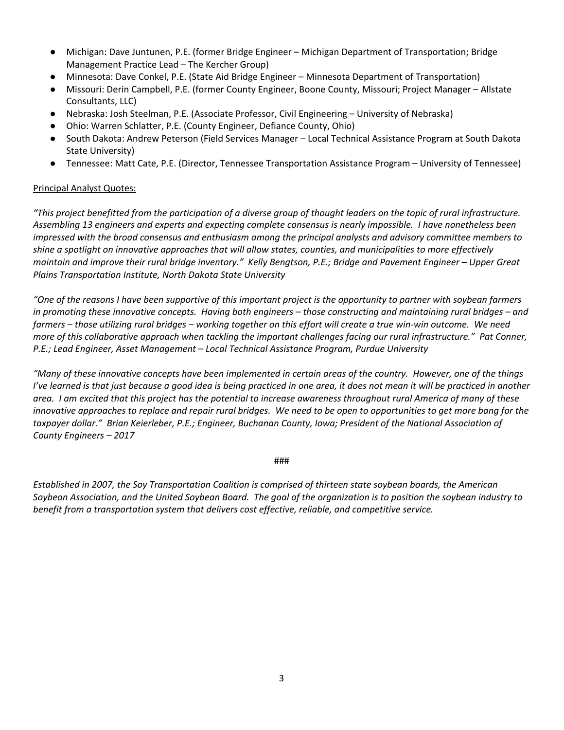- Michigan: Dave Juntunen, P.E. (former Bridge Engineer – Michigan Department of Transportation; Bridge Management Practice Lead – The Kercher Group)
- Minnesota: Dave Conkel, P.E. (State Aid Bridge Engineer – Minnesota Department of Transportation)
- Missouri: Derin Campbell, P.E. (former County Engineer, Boone County, Missouri; Project Manager – Allstate Consultants, LLC)
- Nebraska: Josh Steelman, P.E. (Associate Professor, Civil Engineering – University of Nebraska)
- Ohio: Warren Schlatter, P.E. (County Engineer, Defiance County, Ohio)
- South Dakota: Andrew Peterson (Field Services Manager – Local Technical Assistance Program at South Dakota State University)
- Tennessee: Matt Cate, P.E. (Director, Tennessee Transportation Assistance Program – University of Tennessee)

<u>Principal Analyst Quotes:</u>

*"This project benefitted from the participation of a diverse group of thought leaders on the topic of rural infrastructure. Assembling 13 engineers and experts and expecting complete consensus is nearly impossible. I have nonetheless been impressed with the broad consensus and enthusiasm among the principal analysts and advisory committee members to shine a spotlight on innovative approaches that will allow states, counties, and municipalities to more effectively maintain and improve their rural bridge inventory." Kelly Bengtson, P.E.; Bridge and Pavement Engineer – Upper Great Plains Transportation Institute, North Dakota State University*

*"One of the reasons I have been supportive of this important project is the opportunity to partner with soybean farmers in promoting these innovative concepts. Having both engineers – those constructing and maintaining rural bridges – and farmers – those utilizing rural bridges – working together on this effort will create a true win-win outcome. We need more of this collaborative approach when tackling the important challenges facing our rural infrastructure." Pat Conner, P.E.; Lead Engineer, Asset Management – Local Technical Assistance Program, Purdue University*

*"Many of these innovative concepts have been implemented in certain areas of the country. However, one of the things I've learned is that just because a good idea is being practiced in one area, it does not mean it will be practiced in another area. I am excited that this project has the potential to increase awareness throughout rural America of many of these innovative approaches to replace and repair rural bridges. We need to be open to opportunities to get more bang for the taxpayer dollar." Brian Keierleber, P.E.; Engineer, Buchanan County, Iowa; President of the National Association of County Engineers – 2017*

###

*Established in 2007, the Soy Transportation Coalition is comprised of thirteen state soybean boards, the American Soybean Association, and the United Soybean Board. The goal of the organization is to position the soybean industry to benefit from a transportation system that delivers cost effective, reliable, and competitive service.*